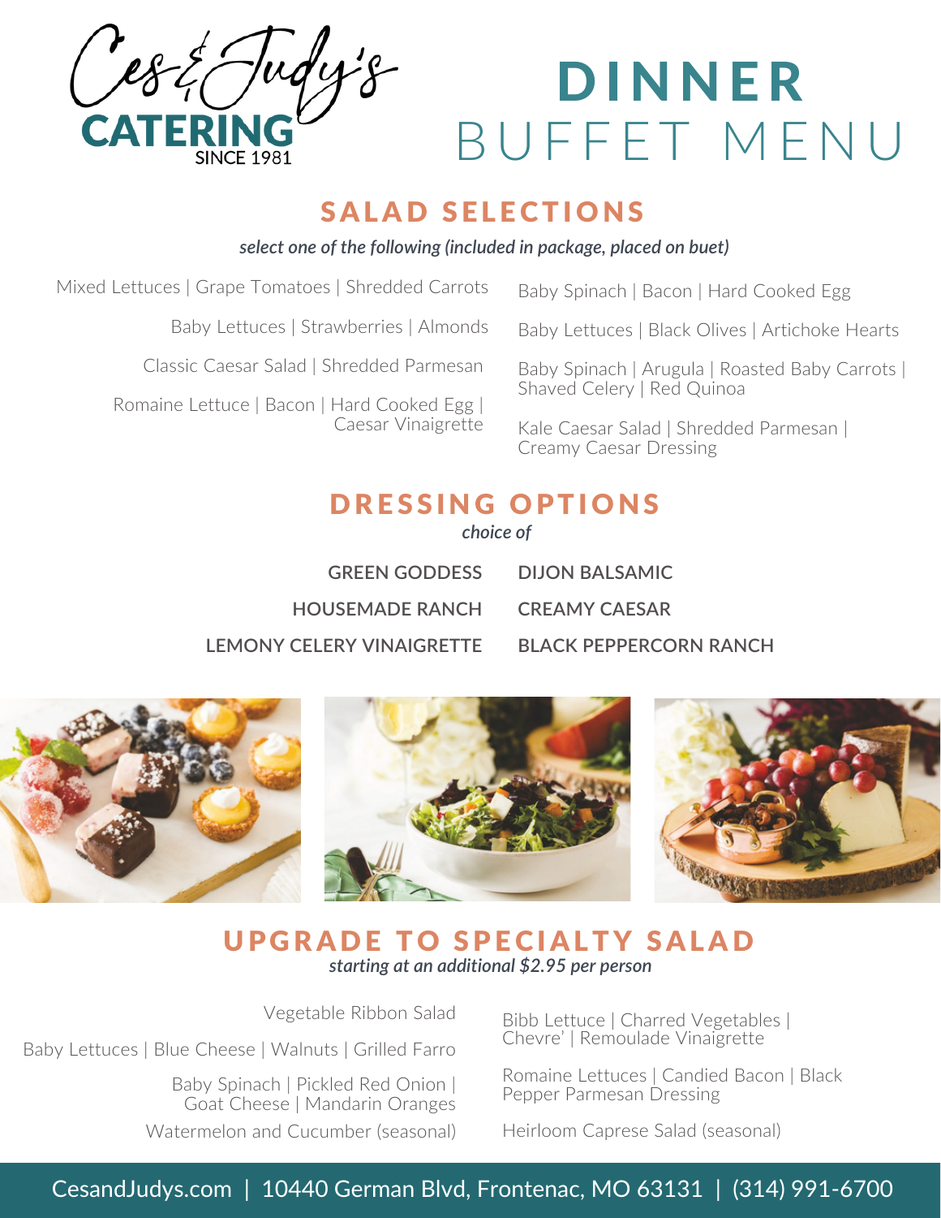Ces & Judy's CATERING SINCE 1981

# DINNER BUFFET MENU

## SALAD SELECTIONS

*select one of the following (included in package, placed on buet)*

- Mixed Lettuces | Grape Tomatoes | Shredded Carrots
- Baby Lettuces | Strawberries | Almonds
- Classic Caesar Salad | Shredded Parmesan
- Romaine Lettuce | Bacon | Hard Cooked Egg | Caesar Vinaigrette
- Baby Spinach | Bacon | Hard Cooked Egg
- Baby Lettuces | Black Olives | Artichoke Hearts
- Baby Spinach | Arugula | Roasted Baby Carrots | Shaved Celery | Red Quinoa
- Kale Caesar Salad | Shredded Parmesan | Creamy Caesar Dressing

## DRESSING OPTIONS

*choice of*

- **GREEN GODDESS**
- **HOUSEMADE RANCH**
- **LEMONY CELERY VINAIGRETTE**
- **DIJON BALSAMIC**
- **CREAMY CAESAR**
- **BLACK PEPPERCORN RANCH**

## UPGRADE TO SPECIALTY SALAD

*starting at an additional $2.95 per person*

- Vegetable Ribbon Salad
- Baby Lettuces | Blue Cheese | Walnuts | Grilled Farro
- Baby Spinach | Pickled Red Onion | Goat Cheese | Mandarin Oranges
- Watermelon and Cucumber (seasonal)
- Bibb Lettuce | Charred Vegetables | Chevre' | Remoulade Vinaigrette
- Romaine Lettuces | Candied Bacon | Black Pepper Parmesan Dressing
- Heirloom Caprese Salad (seasonal)

CesandJudys.com | 10440 German Blvd, Frontenac, MO 63131 | (314) 991-6700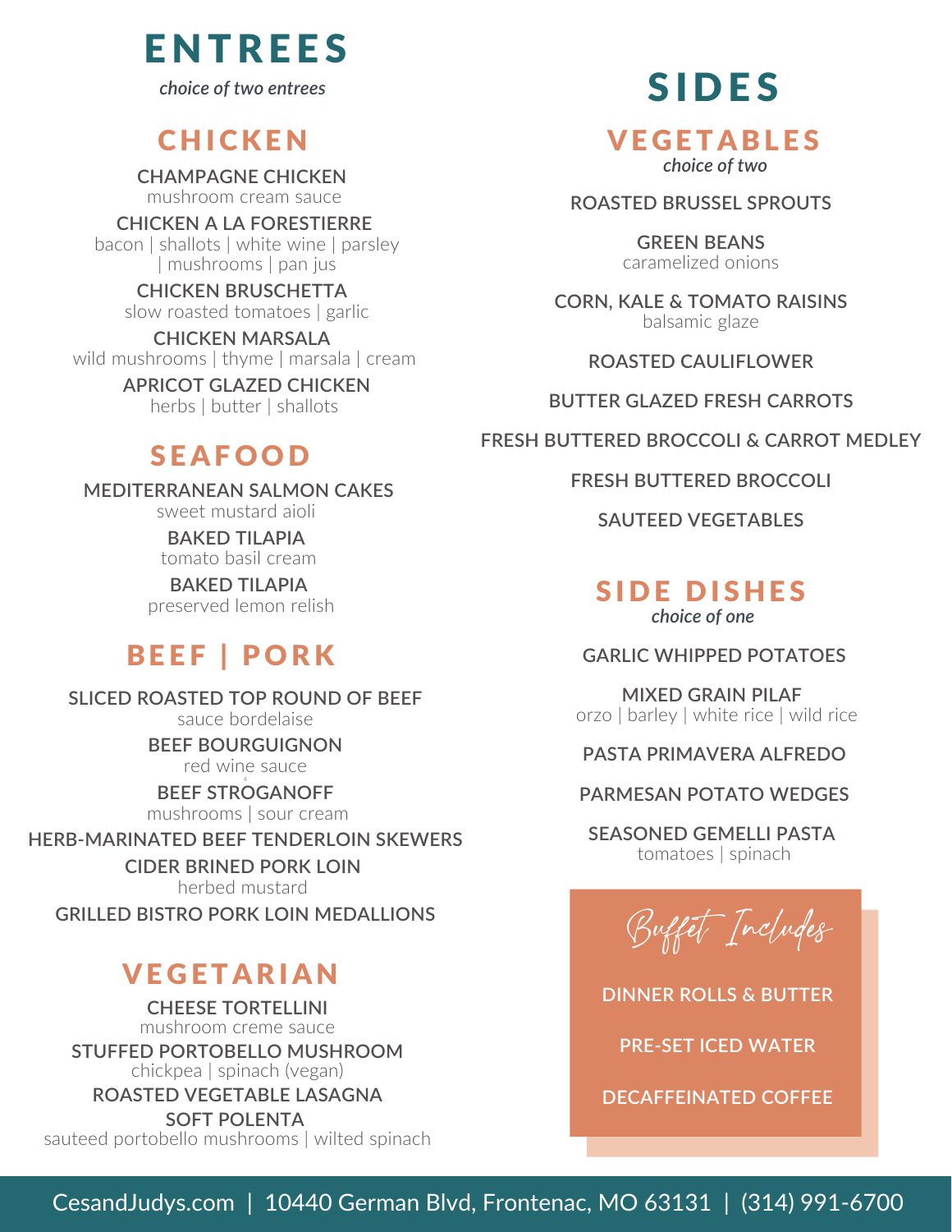# ENTREES

*choice of two entrees*

## CHICKEN

**CHAMPAGNE CHICKEN**
mushroom cream sauce

**CHICKEN A LA FORESTIERRE**
bacon | shallots | white wine | parsley | mushrooms | pan jus

**CHICKEN BRUSCHETTA**
slow roasted tomatoes | garlic

**CHICKEN MARSALA**
wild mushrooms | thyme | marsala | cream

**APRICOT GLAZED CHICKEN**
herbs | butter | shallots

## SEAFOOD

**MEDITERRANEAN SALMON CAKES**
sweet mustard aioli

**BAKED TILAPIA**
tomato basil cream

**BAKED TILAPIA**
preserved lemon relish

## BEEF | PORK

**SLICED ROASTED TOP ROUND OF BEEF**
sauce bordelaise

**BEEF BOURGUIGNON**
red wine sauce

**BEEF STROGANOFF**
mushrooms | sour cream

**HERB-MARINATED BEEF TENDERLOIN SKEWERS**

**CIDER BRINED PORK LOIN**
herbed mustard

**GRILLED BISTRO PORK LOIN MEDALLIONS**

## VEGETARIAN

**CHEESE TORTELLINI**
mushroom creme sauce

**STUFFED PORTOBELLO MUSHROOM**
chickpea | spinach (vegan)

**ROASTED VEGETABLE LASAGNA**

**SOFT POLENTA**
sauteed portobello mushrooms | wilted spinach

# SIDES

## VEGETABLES

*choice of two*

**ROASTED BRUSSEL SPROUTS**

**GREEN BEANS**
caramelized onions

**CORN, KALE & TOMATO RAISINS**
balsamic glaze

**ROASTED CAULIFLOWER**

**BUTTER GLAZED FRESH CARROTS**

**FRESH BUTTERED BROCCOLI & CARROT MEDLEY**

**FRESH BUTTERED BROCCOLI**

**SAUTEED VEGETABLES**

## SIDE DISHES

*choice of one*

**GARLIC WHIPPED POTATOES**

**MIXED GRAIN PILAF**
orzo | barley | white rice | wild rice

**PASTA PRIMAVERA ALFREDO**

**PARMESAN POTATO WEDGES**

**SEASONED GEMELLI PASTA**
tomatoes | spinach

### Buffet Includes

**DINNER ROLLS & BUTTER**

**PRE-SET ICED WATER**

**DECAFFEINATED COFFEE**

CesandJudys.com | 10440 German Blvd, Frontenac, MO 63131 | (314) 991-6700